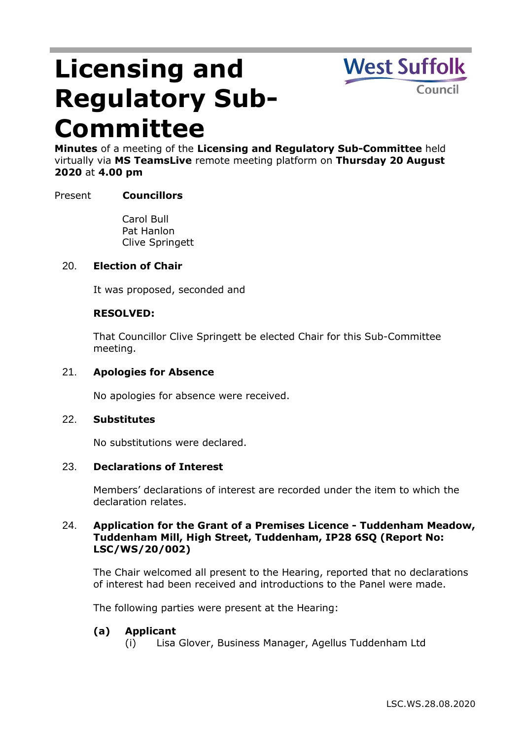# Licensing and Regulatory Sub-Committee

**Minutes** of a meeting of the **Licensing and Regulatory Sub-Committee** held virtually via **MS TeamsLive** remote meeting platform on **Thursday 20 August 2020** at **4.00 pm**

Present **Councillors**

Carol Bull
Pat Hanlon
Clive Springett

## 20. Election of Chair

It was proposed, seconded and

**RESOLVED:**

That Councillor Clive Springett be elected Chair for this Sub-Committee meeting.

## 21. Apologies for Absence

No apologies for absence were received.

## 22. Substitutes

No substitutions were declared.

## 23. Declarations of Interest

Members' declarations of interest are recorded under the item to which the declaration relates.

## 24. Application for the Grant of a Premises Licence - Tuddenham Meadow, Tuddenham Mill, High Street, Tuddenham, IP28 6SQ (Report No: LSC/WS/20/002)

The Chair welcomed all present to the Hearing, reported that no declarations of interest had been received and introductions to the Panel were made.

The following parties were present at the Hearing:

**(a) Applicant**

(i) Lisa Glover, Business Manager, Agellus Tuddenham Ltd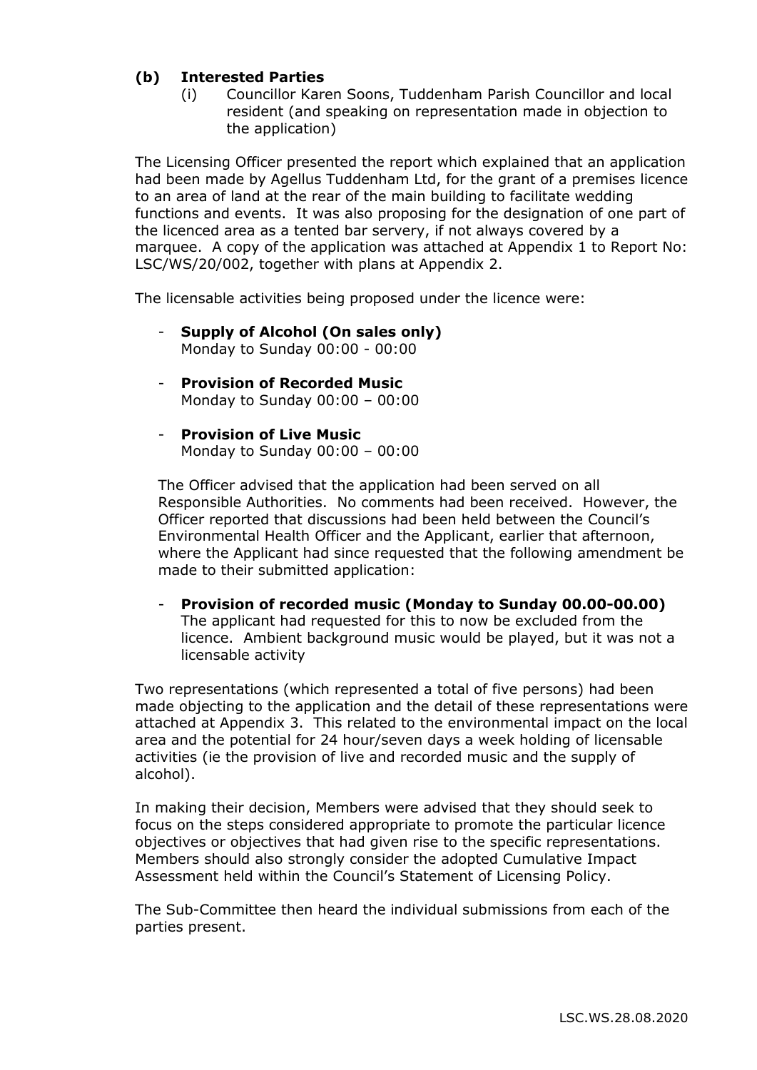**(b) Interested Parties**

(i) Councillor Karen Soons, Tuddenham Parish Councillor and local resident (and speaking on representation made in objection to the application)

The Licensing Officer presented the report which explained that an application had been made by Agellus Tuddenham Ltd, for the grant of a premises licence to an area of land at the rear of the main building to facilitate wedding functions and events. It was also proposing for the designation of one part of the licenced area as a tented bar servery, if not always covered by a marquee. A copy of the application was attached at Appendix 1 to Report No: LSC/WS/20/002, together with plans at Appendix 2.

The licensable activities being proposed under the licence were:

- **Supply of Alcohol (On sales only)**
  Monday to Sunday 00:00 - 00:00

- **Provision of Recorded Music**
  Monday to Sunday 00:00 – 00:00

- **Provision of Live Music**
  Monday to Sunday 00:00 – 00:00

The Officer advised that the application had been served on all Responsible Authorities. No comments had been received. However, the Officer reported that discussions had been held between the Council's Environmental Health Officer and the Applicant, earlier that afternoon, where the Applicant had since requested that the following amendment be made to their submitted application:

- **Provision of recorded music (Monday to Sunday 00.00-00.00)**
  The applicant had requested for this to now be excluded from the licence. Ambient background music would be played, but it was not a licensable activity

Two representations (which represented a total of five persons) had been made objecting to the application and the detail of these representations were attached at Appendix 3. This related to the environmental impact on the local area and the potential for 24 hour/seven days a week holding of licensable activities (ie the provision of live and recorded music and the supply of alcohol).

In making their decision, Members were advised that they should seek to focus on the steps considered appropriate to promote the particular licence objectives or objectives that had given rise to the specific representations. Members should also strongly consider the adopted Cumulative Impact Assessment held within the Council's Statement of Licensing Policy.

The Sub-Committee then heard the individual submissions from each of the parties present.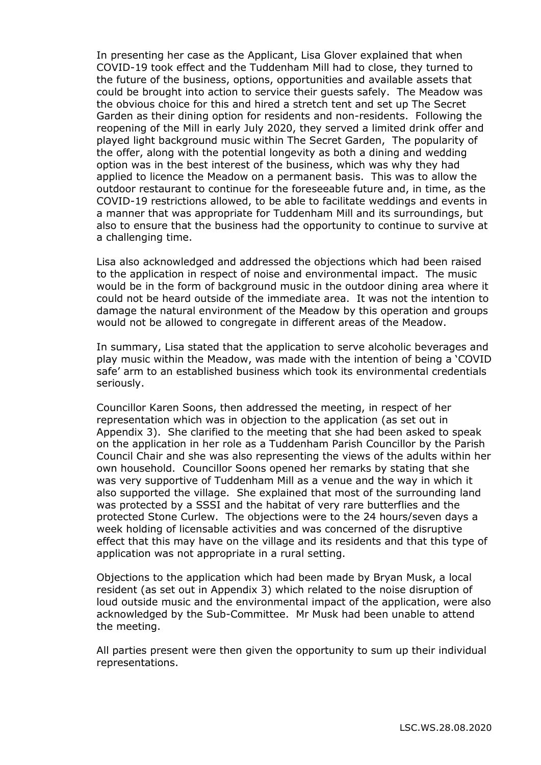In presenting her case as the Applicant, Lisa Glover explained that when COVID-19 took effect and the Tuddenham Mill had to close, they turned to the future of the business, options, opportunities and available assets that could be brought into action to service their guests safely. The Meadow was the obvious choice for this and hired a stretch tent and set up The Secret Garden as their dining option for residents and non-residents. Following the reopening of the Mill in early July 2020, they served a limited drink offer and played light background music within The Secret Garden, The popularity of the offer, along with the potential longevity as both a dining and wedding option was in the best interest of the business, which was why they had applied to licence the Meadow on a permanent basis. This was to allow the outdoor restaurant to continue for the foreseeable future and, in time, as the COVID-19 restrictions allowed, to be able to facilitate weddings and events in a manner that was appropriate for Tuddenham Mill and its surroundings, but also to ensure that the business had the opportunity to continue to survive at a challenging time.

Lisa also acknowledged and addressed the objections which had been raised to the application in respect of noise and environmental impact. The music would be in the form of background music in the outdoor dining area where it could not be heard outside of the immediate area. It was not the intention to damage the natural environment of the Meadow by this operation and groups would not be allowed to congregate in different areas of the Meadow.

In summary, Lisa stated that the application to serve alcoholic beverages and play music within the Meadow, was made with the intention of being a 'COVID safe' arm to an established business which took its environmental credentials seriously.

Councillor Karen Soons, then addressed the meeting, in respect of her representation which was in objection to the application (as set out in Appendix 3). She clarified to the meeting that she had been asked to speak on the application in her role as a Tuddenham Parish Councillor by the Parish Council Chair and she was also representing the views of the adults within her own household. Councillor Soons opened her remarks by stating that she was very supportive of Tuddenham Mill as a venue and the way in which it also supported the village. She explained that most of the surrounding land was protected by a SSSI and the habitat of very rare butterflies and the protected Stone Curlew. The objections were to the 24 hours/seven days a week holding of licensable activities and was concerned of the disruptive effect that this may have on the village and its residents and that this type of application was not appropriate in a rural setting.

Objections to the application which had been made by Bryan Musk, a local resident (as set out in Appendix 3) which related to the noise disruption of loud outside music and the environmental impact of the application, were also acknowledged by the Sub-Committee. Mr Musk had been unable to attend the meeting.

All parties present were then given the opportunity to sum up their individual representations.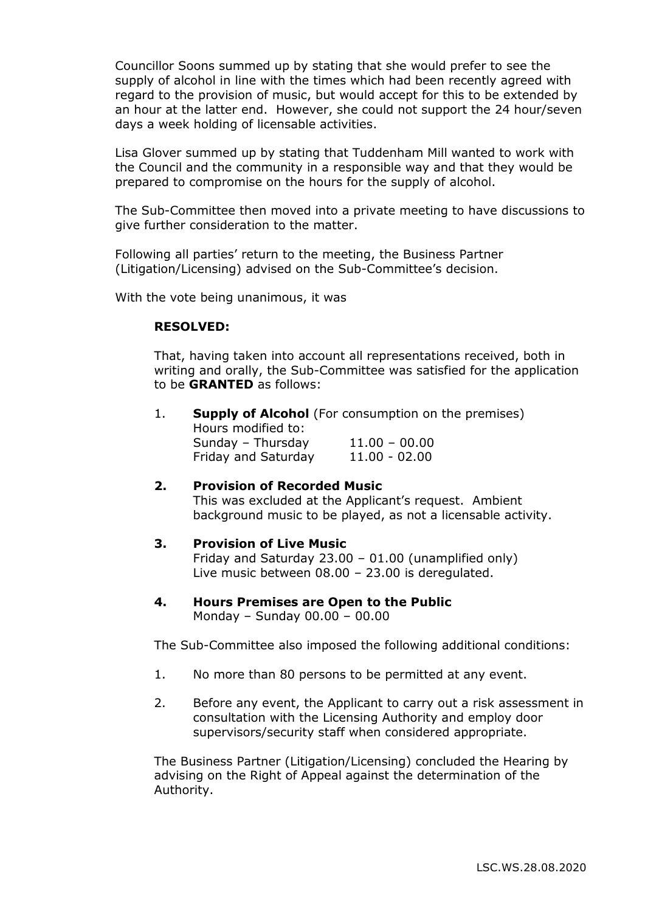Councillor Soons summed up by stating that she would prefer to see the supply of alcohol in line with the times which had been recently agreed with regard to the provision of music, but would accept for this to be extended by an hour at the latter end. However, she could not support the 24 hour/seven days a week holding of licensable activities.

Lisa Glover summed up by stating that Tuddenham Mill wanted to work with the Council and the community in a responsible way and that they would be prepared to compromise on the hours for the supply of alcohol.

The Sub-Committee then moved into a private meeting to have discussions to give further consideration to the matter.

Following all parties' return to the meeting, the Business Partner (Litigation/Licensing) advised on the Sub-Committee's decision.

With the vote being unanimous, it was

**RESOLVED:**

That, having taken into account all representations received, both in writing and orally, the Sub-Committee was satisfied for the application to be **GRANTED** as follows:

1. **Supply of Alcohol** (For consumption on the premises)
   Hours modified to:
   Sunday – Thursday 11.00 – 00.00
   Friday and Saturday 11.00 - 02.00

2. **Provision of Recorded Music**
   This was excluded at the Applicant's request. Ambient background music to be played, as not a licensable activity.

3. **Provision of Live Music**
   Friday and Saturday 23.00 – 01.00 (unamplified only)
   Live music between 08.00 – 23.00 is deregulated.

4. **Hours Premises are Open to the Public**
   Monday – Sunday 00.00 – 00.00

The Sub-Committee also imposed the following additional conditions:

1. No more than 80 persons to be permitted at any event.
2. Before any event, the Applicant to carry out a risk assessment in consultation with the Licensing Authority and employ door supervisors/security staff when considered appropriate.

The Business Partner (Litigation/Licensing) concluded the Hearing by advising on the Right of Appeal against the determination of the Authority.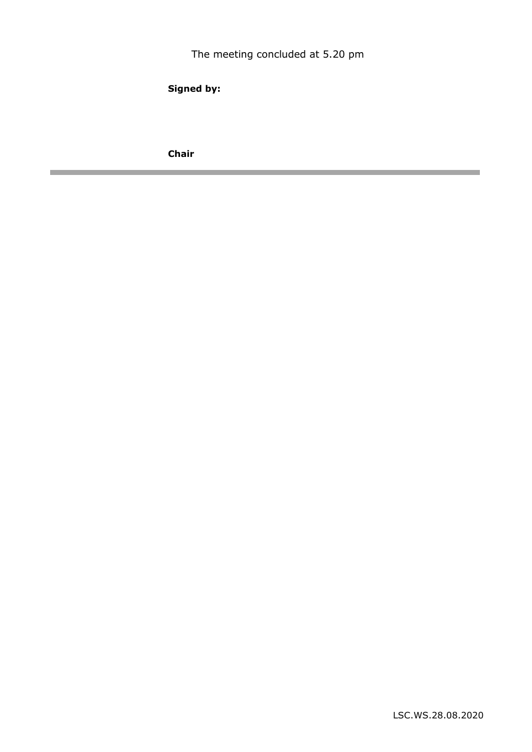The meeting concluded at 5.20 pm

**Signed by:**

**Chair**

---